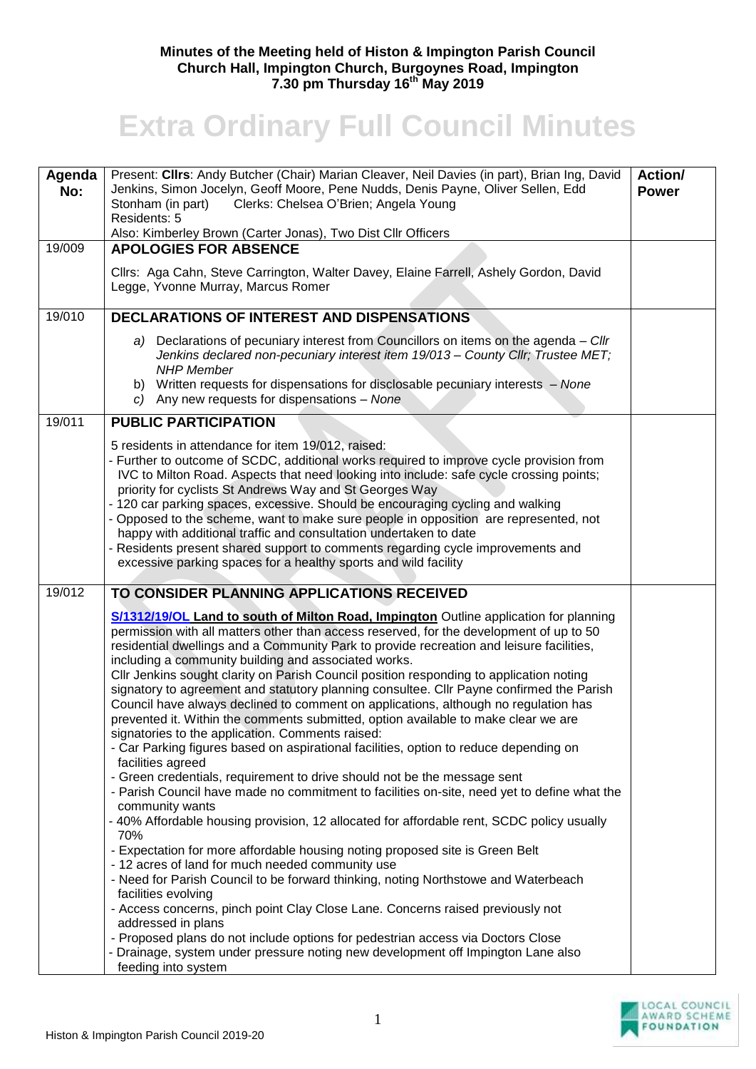**Minutes of the Meeting held of Histon & Impington Parish Council**
**Church Hall, Impington Church, Burgoynes Road, Impington**
**7.30 pm Thursday 16th May 2019**

# Extra Ordinary Full Council Minutes

| Agenda No: | Present: **Cllrs**: Andy Butcher (Chair) Marian Cleaver, Neil Davies (in part), Brian Ing, David Jenkins, Simon Jocelyn, Geoff Moore, Pene Nudds, Denis Payne, Oliver Sellen, Edd Stonham (in part) Clerks: Chelsea O'Brien; Angela Young<br>Residents: 5<br>Also: Kimberley Brown (Carter Jonas), Two Dist Cllr Officers | **Action/ Power** |
|---|---|---|
| 19/009 | **APOLOGIES FOR ABSENCE**<br><br>Cllrs: Aga Cahn, Steve Carrington, Walter Davey, Elaine Farrell, Ashely Gordon, David Legge, Yvonne Murray, Marcus Romer | |
| 19/010 | **DECLARATIONS OF INTEREST AND DISPENSATIONS**<br><br>a) Declarations of pecuniary interest from Councillors on items on the agenda – *Cllr Jenkins declared non-pecuniary interest item 19/013 – County Cllr; Trustee MET; NHP Member*<br>b) Written requests for dispensations for disclosable pecuniary interests – *None*<br>c) Any new requests for dispensations – *None* | |
| 19/011 | **PUBLIC PARTICIPATION**<br><br>5 residents in attendance for item 19/012, raised:<br>- Further to outcome of SCDC, additional works required to improve cycle provision from IVC to Milton Road. Aspects that need looking into include: safe cycle crossing points; priority for cyclists St Andrews Way and St Georges Way<br>- 120 car parking spaces, excessive. Should be encouraging cycling and walking<br>- Opposed to the scheme, want to make sure people in opposition are represented, not happy with additional traffic and consultation undertaken to date<br>- Residents present shared support to comments regarding cycle improvements and excessive parking spaces for a healthy sports and wild facility | |
| 19/012 | **TO CONSIDER PLANNING APPLICATIONS RECEIVED**<br><br>**S/1312/19/OL Land to south of Milton Road, Impington** Outline application for planning permission with all matters other than access reserved, for the development of up to 50 residential dwellings and a Community Park to provide recreation and leisure facilities, including a community building and associated works.<br>Cllr Jenkins sought clarity on Parish Council position responding to application noting signatory to agreement and statutory planning consultee. Cllr Payne confirmed the Parish Council have always declined to comment on applications, although no regulation has prevented it. Within the comments submitted, option available to make clear we are signatories to the application. Comments raised:<br>- Car Parking figures based on aspirational facilities, option to reduce depending on facilities agreed<br>- Green credentials, requirement to drive should not be the message sent<br>- Parish Council have made no commitment to facilities on-site, need yet to define what the community wants<br>- 40% Affordable housing provision, 12 allocated for affordable rent, SCDC policy usually 70%<br>- Expectation for more affordable housing noting proposed site is Green Belt<br>- 12 acres of land for much needed community use<br>- Need for Parish Council to be forward thinking, noting Northstowe and Waterbeach facilities evolving<br>- Access concerns, pinch point Clay Close Lane. Concerns raised previously not addressed in plans<br>- Proposed plans do not include options for pedestrian access via Doctors Close<br>- Drainage, system under pressure noting new development off Impington Lane also feeding into system | |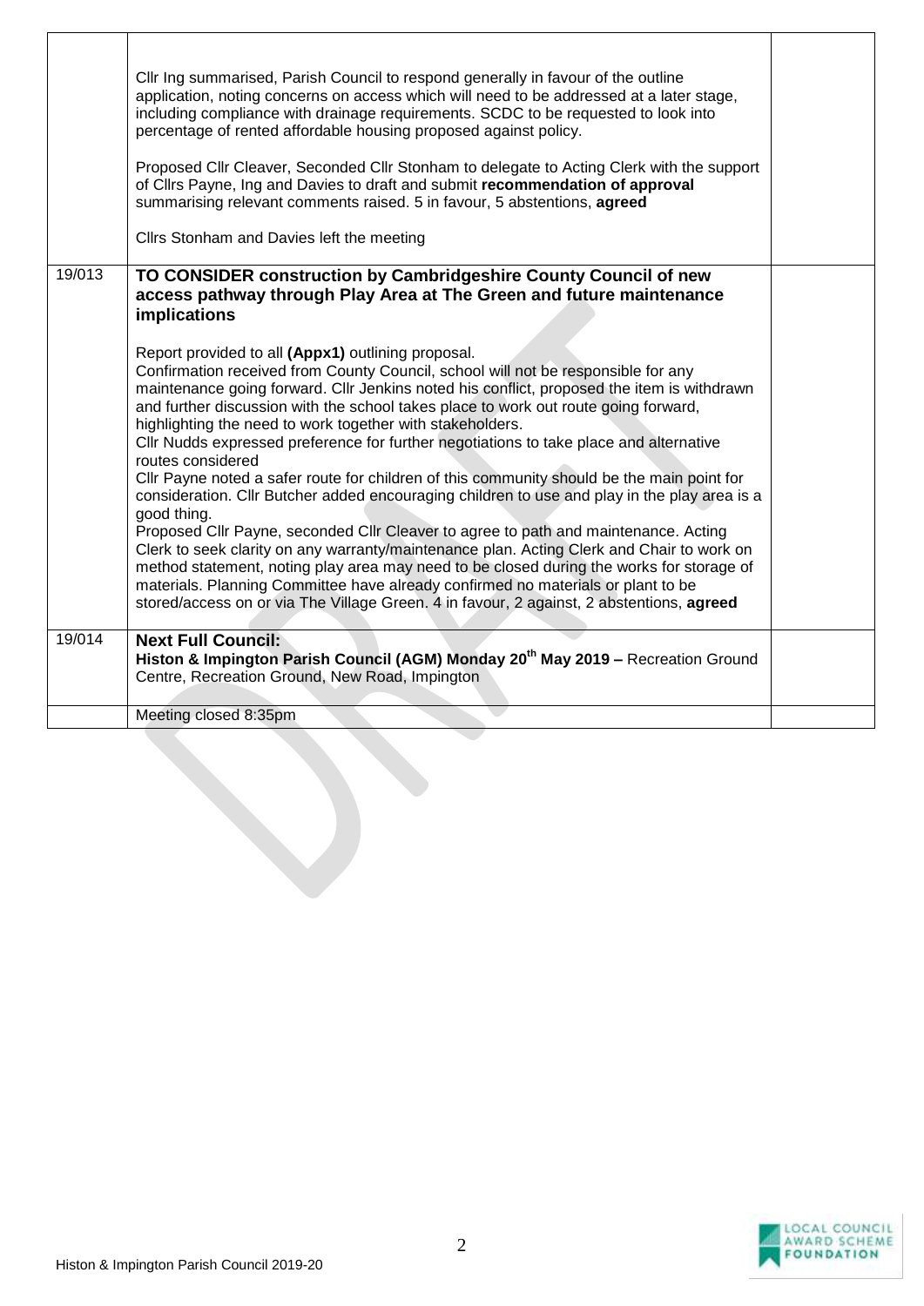| | | |
|---|---|---|
| | Cllr Ing summarised, Parish Council to respond generally in favour of the outline application, noting concerns on access which will need to be addressed at a later stage, including compliance with drainage requirements. SCDC to be requested to look into percentage of rented affordable housing proposed against policy.<br><br>Proposed Cllr Cleaver, Seconded Cllr Stonham to delegate to Acting Clerk with the support of Cllrs Payne, Ing and Davies to draft and submit **recommendation of approval** summarising relevant comments raised. 5 in favour, 5 abstentions, **agreed**<br><br>Cllrs Stonham and Davies left the meeting | |
| 19/013 | **TO CONSIDER construction by Cambridgeshire County Council of new access pathway through Play Area at The Green and future maintenance implications**<br><br>Report provided to all **(Appx1)** outlining proposal.<br>Confirmation received from County Council, school will not be responsible for any maintenance going forward. Cllr Jenkins noted his conflict, proposed the item is withdrawn and further discussion with the school takes place to work out route going forward, highlighting the need to work together with stakeholders.<br>Cllr Nudds expressed preference for further negotiations to take place and alternative routes considered<br>Cllr Payne noted a safer route for children of this community should be the main point for consideration. Cllr Butcher added encouraging children to use and play in the play area is a good thing.<br>Proposed Cllr Payne, seconded Cllr Cleaver to agree to path and maintenance. Acting Clerk to seek clarity on any warranty/maintenance plan. Acting Clerk and Chair to work on method statement, noting play area may need to be closed during the works for storage of materials. Planning Committee have already confirmed no materials or plant to be stored/access on or via The Village Green. 4 in favour, 2 against, 2 abstentions, **agreed** | |
| 19/014 | **Next Full Council:**<br>**Histon & Impington Parish Council (AGM) Monday 20th May 2019 –** Recreation Ground Centre, Recreation Ground, New Road, Impington | |
| | Meeting closed 8:35pm | |